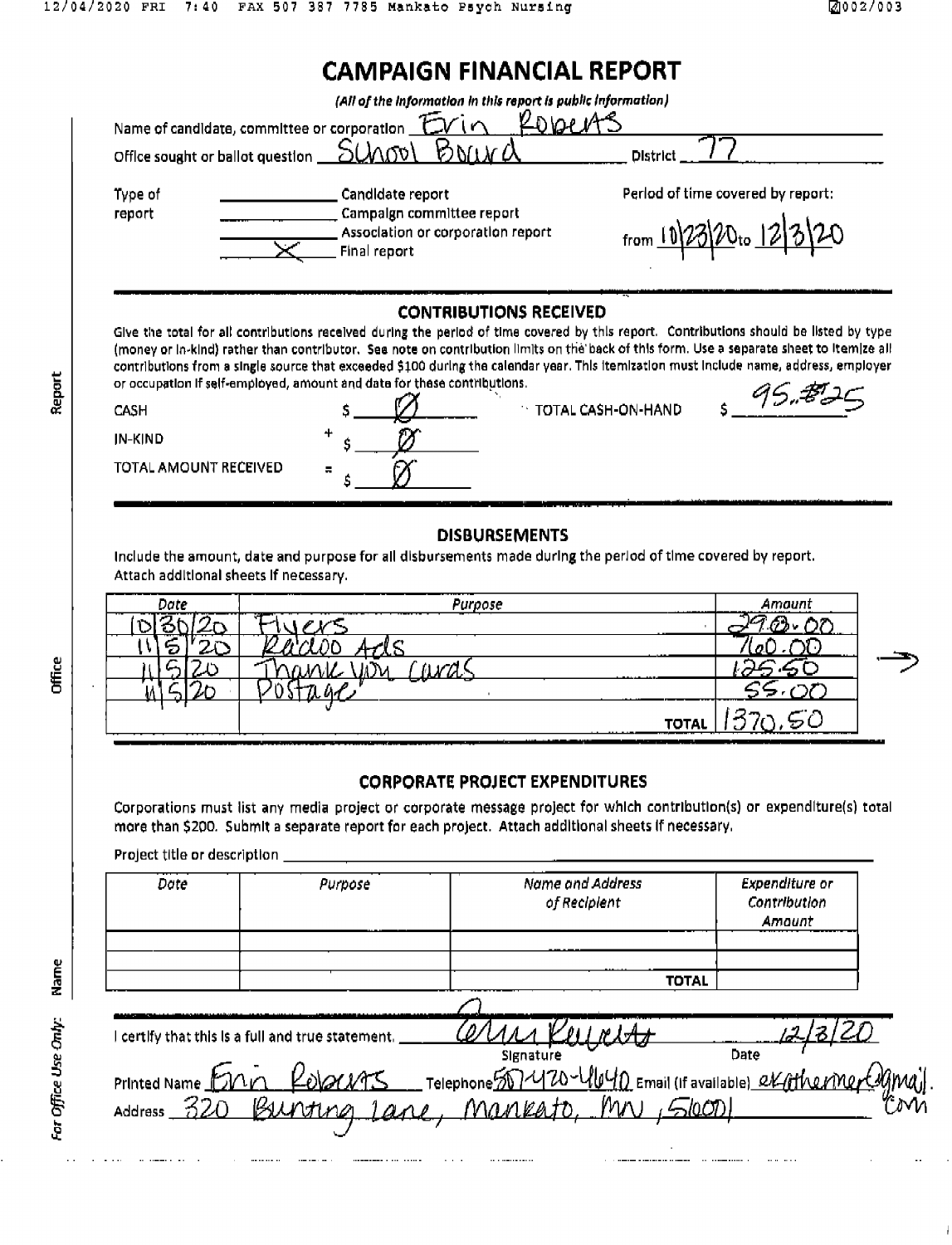# CAMPAIGN FINANCIAL REPORT

*(All of the information in this report is public information)*

Name of candidate, committee or corporation Erin Roberts

Office sought or ballot question School Board District 77

Type of report

- \_\_\_\_\_ Candidate report
- \_\_\_\_\_ Campaign committee report
- \_\_\_\_\_ Association or corporation report
- X Final report

Period of time covered by report: from 10/23/20 to 12/3/20

## CONTRIBUTIONS RECEIVED

Give the total for all contributions received during the period of time covered by this report. Contributions should be listed by type (money or in-kind) rather than contributor. See note on contribution limits on the back of this form. Use a separate sheet to itemize all contributions from a single source that exceeded $100 during the calendar year. This itemization must include name, address, employer or occupation if self-employed, amount and date for these contributions.

CASH $ Ø

IN-KIND + $ Ø

TOTAL AMOUNT RECEIVED = $ Ø

TOTAL CASH-ON-HAND $ 95.825

## DISBURSEMENTS

Include the amount, date and purpose for all disbursements made during the period of time covered by report. Attach additional sheets if necessary.

| Date | Purpose | Amount |
|---|---|---|
| 10/30/20 | Flyers | 290.00 |
| 11/5/20 | Radio Ads | 760.00 |
| 11/5/20 | Thank you Cards | 125.50 |
| 11/5/20 | Postage | 55.00 |
| | TOTAL | 1370.50 |

## CORPORATE PROJECT EXPENDITURES

Corporations must list any media project or corporate message project for which contribution(s) or expenditure(s) total more than $200. Submit a separate report for each project. Attach additional sheets if necessary.

Project title or description \_\_\_\_\_\_\_\_\_\_

| Date | Purpose | Name and Address of Recipient | Expenditure or Contribution Amount |
|---|---|---|---|
| | | | |
| | | | |
| | | TOTAL | |

I certify that this is a full and true statement. Erin Roberts (Signature) 12/3/20 (Date)

Printed Name Erin Roberts Telephone 507-420-4640 Email (if available) ekathermer@gmail.com

Address 320 Bunting Lane, Mankato, MN, 56001

*For Office Use Only:* Name Office Report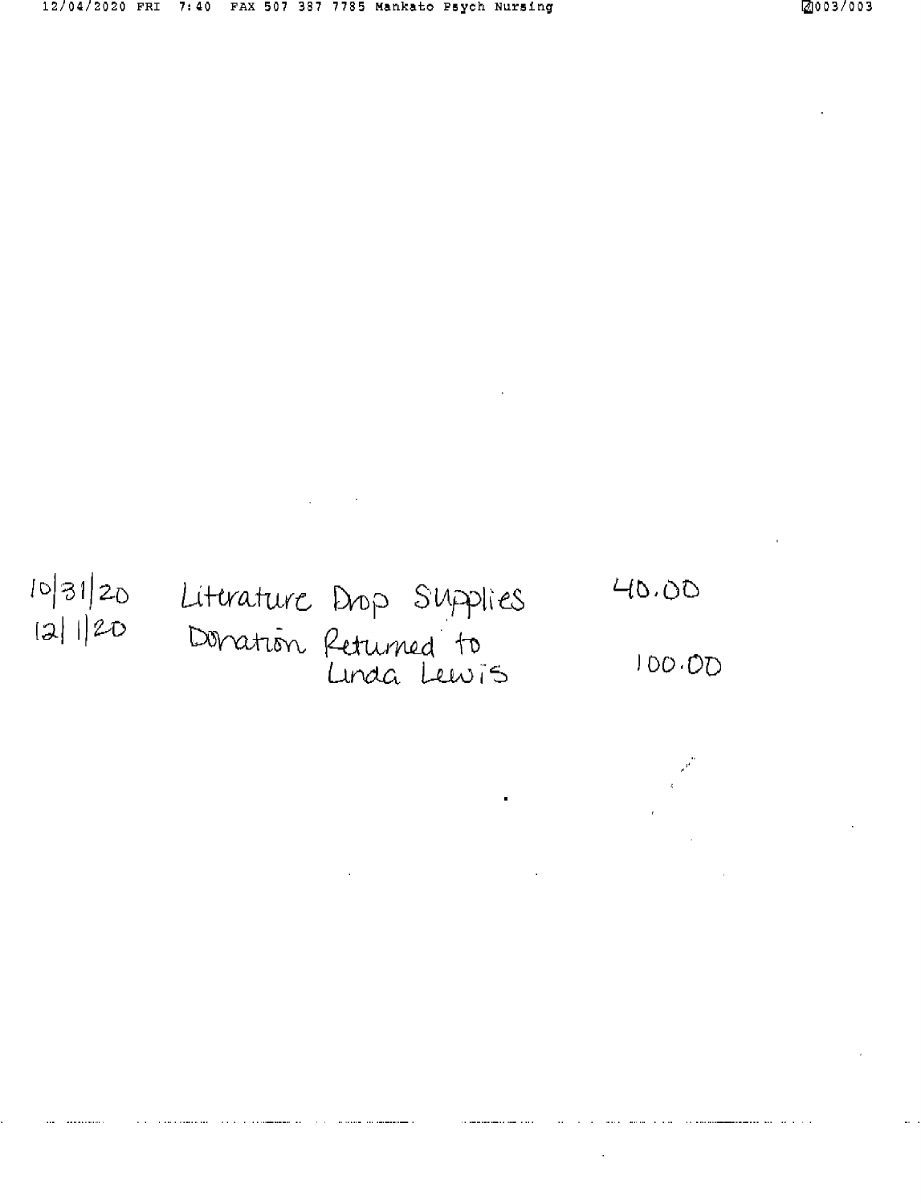| | | |
|---|---|---|
| 10/31/20 | Literature Drop Supplies | 40.00 |
| 12/1/20 | Donation Returned to Linda Lewis | 100.00 |